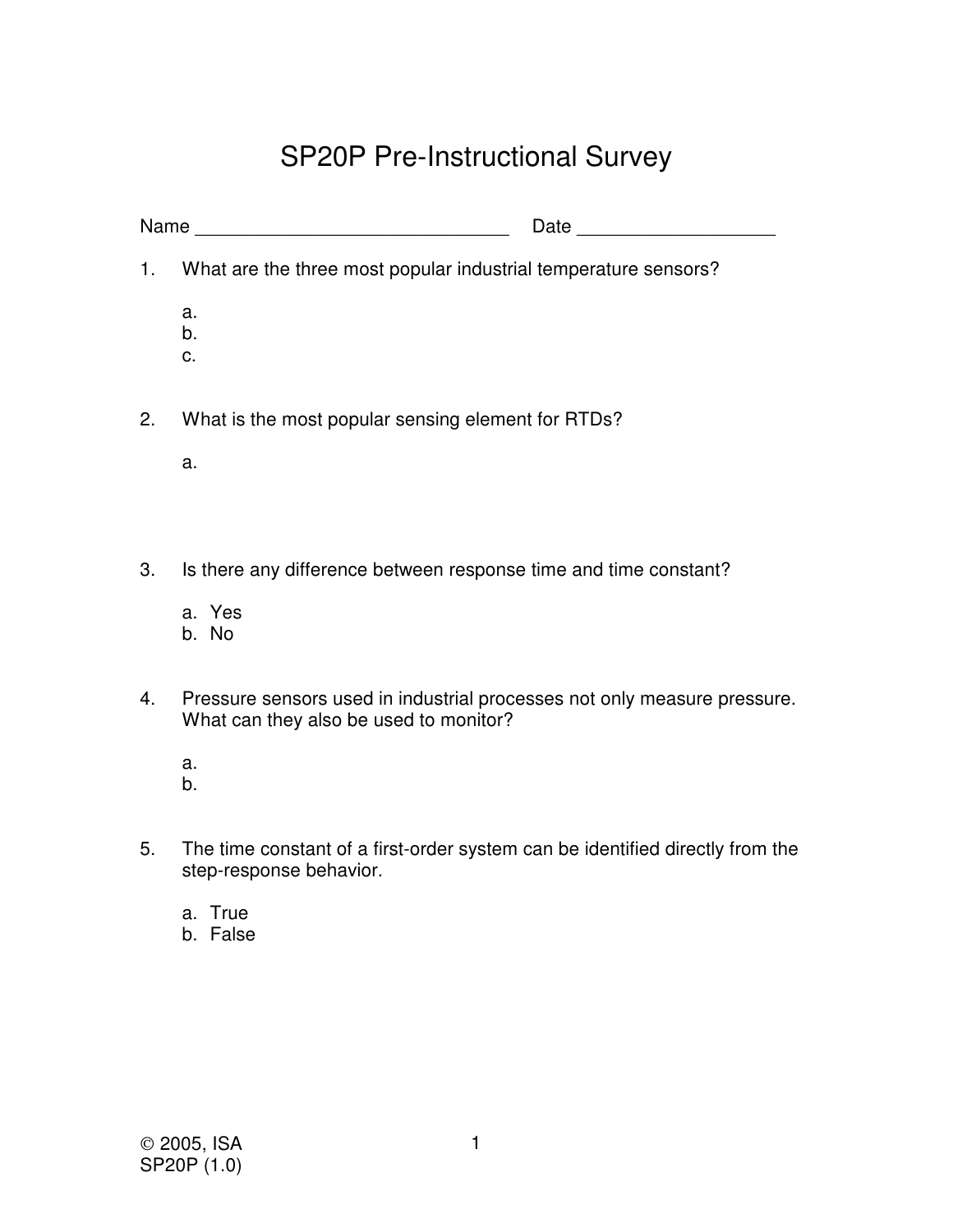# SP20P Pre-Instructional Survey

Name ______________________________ Date __________________

1. What are the three most popular industrial temperature sensors?

   a.
   b.
   c.

2. What is the most popular sensing element for RTDs?

   a.

3. Is there any difference between response time and time constant?

   a. Yes
   b. No

4. Pressure sensors used in industrial processes not only measure pressure. What can they also be used to monitor?

   a.
   b.

5. The time constant of a first-order system can be identified directly from the step-response behavior.

   a. True
   b. False

© 2005, ISA
SP20P (1.0)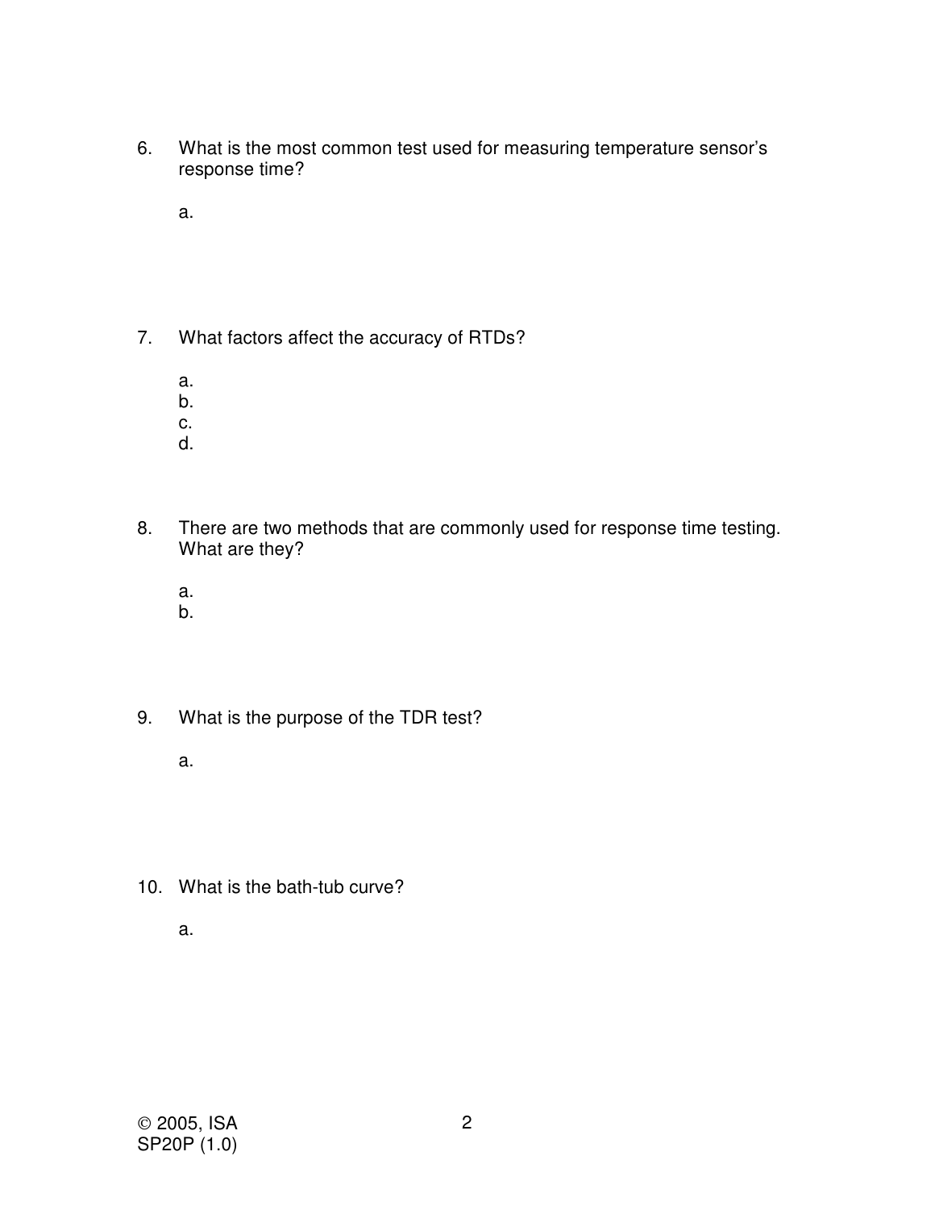6. What is the most common test used for measuring temperature sensor's response time?

   a.

7. What factors affect the accuracy of RTDs?

   a.
   b.
   c.
   d.

8. There are two methods that are commonly used for response time testing. What are they?

   a.
   b.

9. What is the purpose of the TDR test?

   a.

10. What is the bath-tub curve?

    a.

© 2005, ISA
SP20P (1.0)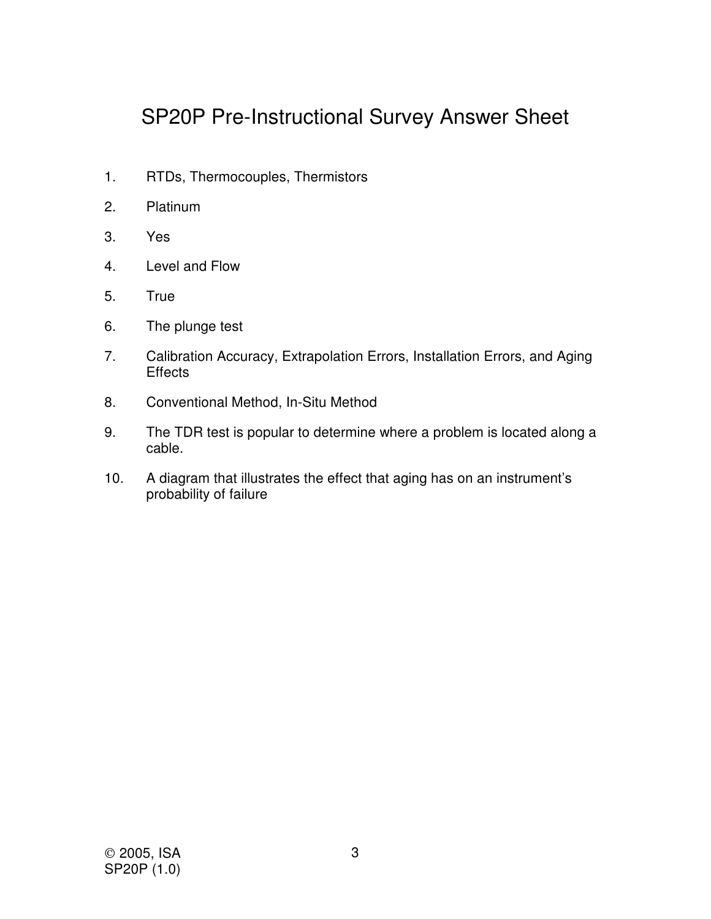# SP20P Pre-Instructional Survey Answer Sheet

1. RTDs, Thermocouples, Thermistors
2. Platinum
3. Yes
4. Level and Flow
5. True
6. The plunge test
7. Calibration Accuracy, Extrapolation Errors, Installation Errors, and Aging Effects
8. Conventional Method, In-Situ Method
9. The TDR test is popular to determine where a problem is located along a cable.
10. A diagram that illustrates the effect that aging has on an instrument's probability of failure

© 2005, ISA
SP20P (1.0)